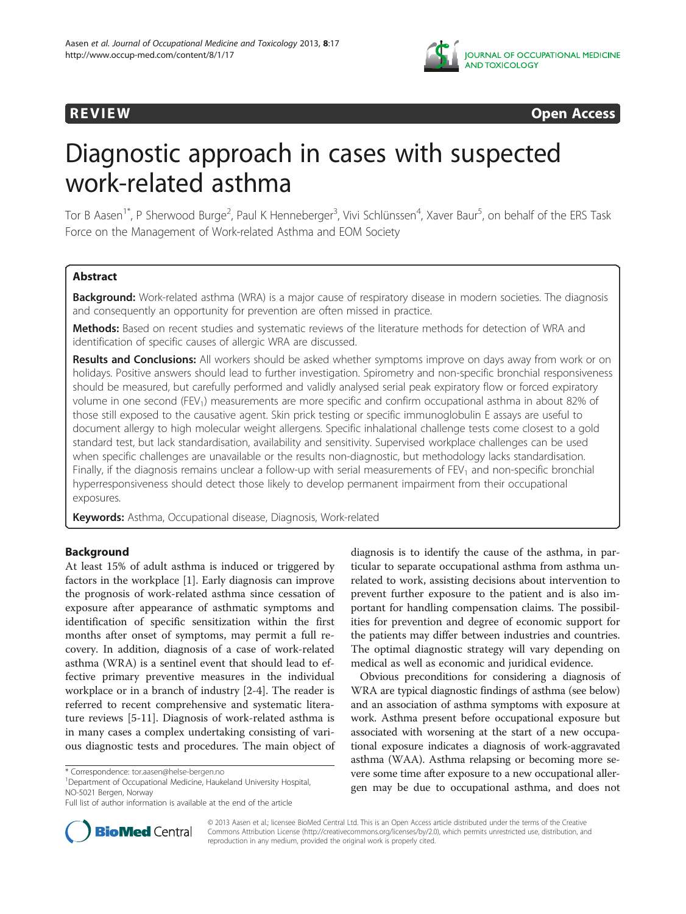REVIEW Open Access

# Diagnostic approach in cases with suspected work-related asthma

Tor B Aasen[1*], P Sherwood Burge[2], Paul K Henneberger[3], Vivi Schlünssen[4], Xaver Baur[5], on behalf of the ERS Task Force on the Management of Work-related Asthma and EOM Society

## Abstract

**Background:** Work-related asthma (WRA) is a major cause of respiratory disease in modern societies. The diagnosis and consequently an opportunity for prevention are often missed in practice.

**Methods:** Based on recent studies and systematic reviews of the literature methods for detection of WRA and identification of specific causes of allergic WRA are discussed.

**Results and Conclusions:** All workers should be asked whether symptoms improve on days away from work or on holidays. Positive answers should lead to further investigation. Spirometry and non-specific bronchial responsiveness should be measured, but carefully performed and validly analysed serial peak expiratory flow or forced expiratory volume in one second ($FEV_1$) measurements are more specific and confirm occupational asthma in about 82% of those still exposed to the causative agent. Skin prick testing or specific immunoglobulin E assays are useful to document allergy to high molecular weight allergens. Specific inhalational challenge tests come closest to a gold standard test, but lack standardisation, availability and sensitivity. Supervised workplace challenges can be used when specific challenges are unavailable or the results non-diagnostic, but methodology lacks standardisation. Finally, if the diagnosis remains unclear a follow-up with serial measurements of $FEV_1$ and non-specific bronchial hyperresponsiveness should detect those likely to develop permanent impairment from their occupational exposures.

**Keywords:** Asthma, Occupational disease, Diagnosis, Work-related

## Background

At least 15% of adult asthma is induced or triggered by factors in the workplace [1]. Early diagnosis can improve the prognosis of work-related asthma since cessation of exposure after appearance of asthmatic symptoms and identification of specific sensitization within the first months after onset of symptoms, may permit a full recovery. In addition, diagnosis of a case of work-related asthma (WRA) is a sentinel event that should lead to effective primary preventive measures in the individual workplace or in a branch of industry [2-4]. The reader is referred to recent comprehensive and systematic literature reviews [5-11]. Diagnosis of work-related asthma is in many cases a complex undertaking consisting of various diagnostic tests and procedures. The main object of diagnosis is to identify the cause of the asthma, in particular to separate occupational asthma from asthma unrelated to work, assisting decisions about intervention to prevent further exposure to the patient and is also important for handling compensation claims. The possibilities for prevention and degree of economic support for the patients may differ between industries and countries. The optimal diagnostic strategy will vary depending on medical as well as economic and juridical evidence.

Obvious preconditions for considering a diagnosis of WRA are typical diagnostic findings of asthma (see below) and an association of asthma symptoms with exposure at work. Asthma present before occupational exposure but associated with worsening at the start of a new occupational exposure indicates a diagnosis of work-aggravated asthma (WAA). Asthma relapsing or becoming more severe some time after exposure to a new occupational allergen may be due to occupational asthma, and does not

\* Correspondence: tor.aasen@helse-bergen.no
[1]Department of Occupational Medicine, Haukeland University Hospital, NO-5021 Bergen, Norway
Full list of author information is available at the end of the article

© 2013 Aasen et al.; licensee BioMed Central Ltd. This is an Open Access article distributed under the terms of the Creative Commons Attribution License (http://creativecommons.org/licenses/by/2.0), which permits unrestricted use, distribution, and reproduction in any medium, provided the original work is properly cited.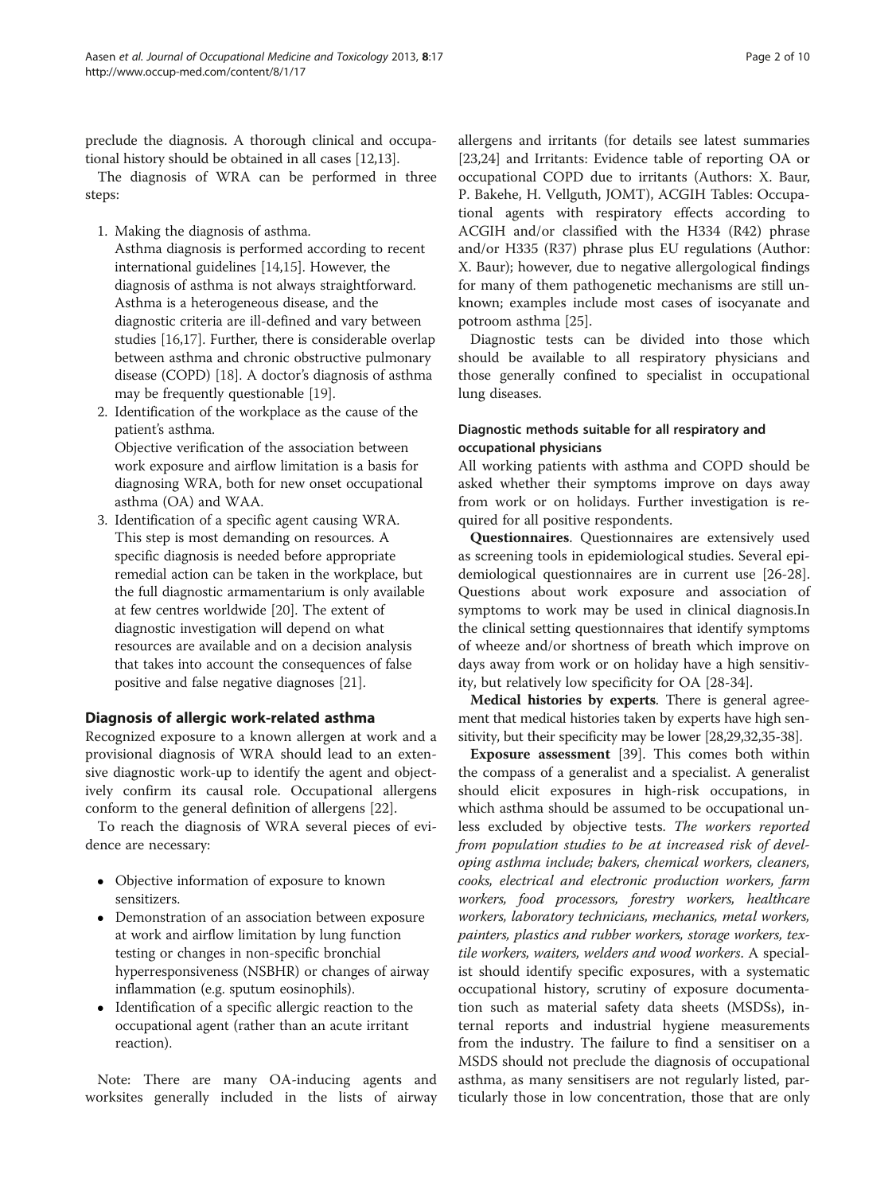preclude the diagnosis. A thorough clinical and occupational history should be obtained in all cases [12,13].

The diagnosis of WRA can be performed in three steps:

1. Making the diagnosis of asthma.
   Asthma diagnosis is performed according to recent international guidelines [14,15]. However, the diagnosis of asthma is not always straightforward. Asthma is a heterogeneous disease, and the diagnostic criteria are ill-defined and vary between studies [16,17]. Further, there is considerable overlap between asthma and chronic obstructive pulmonary disease (COPD) [18]. A doctor's diagnosis of asthma may be frequently questionable [19].
2. Identification of the workplace as the cause of the patient's asthma.
   Objective verification of the association between work exposure and airflow limitation is a basis for diagnosing WRA, both for new onset occupational asthma (OA) and WAA.
3. Identification of a specific agent causing WRA.
   This step is most demanding on resources. A specific diagnosis is needed before appropriate remedial action can be taken in the workplace, but the full diagnostic armamentarium is only available at few centres worldwide [20]. The extent of diagnostic investigation will depend on what resources are available and on a decision analysis that takes into account the consequences of false positive and false negative diagnoses [21].

## Diagnosis of allergic work-related asthma

Recognized exposure to a known allergen at work and a provisional diagnosis of WRA should lead to an extensive diagnostic work-up to identify the agent and objectively confirm its causal role. Occupational allergens conform to the general definition of allergens [22].

To reach the diagnosis of WRA several pieces of evidence are necessary:

- Objective information of exposure to known sensitizers.
- Demonstration of an association between exposure at work and airflow limitation by lung function testing or changes in non-specific bronchial hyperresponsiveness (NSBHR) or changes of airway inflammation (e.g. sputum eosinophils).
- Identification of a specific allergic reaction to the occupational agent (rather than an acute irritant reaction).

Note: There are many OA-inducing agents and worksites generally included in the lists of airway allergens and irritants (for details see latest summaries [23,24] and Irritants: Evidence table of reporting OA or occupational COPD due to irritants (Authors: X. Baur, P. Bakehe, H. Vellguth, JOMT), ACGIH Tables: Occupational agents with respiratory effects according to ACGIH and/or classified with the H334 (R42) phrase and/or H335 (R37) phrase plus EU regulations (Author: X. Baur); however, due to negative allergological findings for many of them pathogenetic mechanisms are still unknown; examples include most cases of isocyanate and potroom asthma [25].

Diagnostic tests can be divided into those which should be available to all respiratory physicians and those generally confined to specialist in occupational lung diseases.

### Diagnostic methods suitable for all respiratory and occupational physicians

All working patients with asthma and COPD should be asked whether their symptoms improve on days away from work or on holidays. Further investigation is required for all positive respondents.

**Questionnaires**. Questionnaires are extensively used as screening tools in epidemiological studies. Several epidemiological questionnaires are in current use [26-28]. Questions about work exposure and association of symptoms to work may be used in clinical diagnosis.In the clinical setting questionnaires that identify symptoms of wheeze and/or shortness of breath which improve on days away from work or on holiday have a high sensitivity, but relatively low specificity for OA [28-34].

**Medical histories by experts**. There is general agreement that medical histories taken by experts have high sensitivity, but their specificity may be lower [28,29,32,35-38].

**Exposure assessment** [39]. This comes both within the compass of a generalist and a specialist. A generalist should elicit exposures in high-risk occupations, in which asthma should be assumed to be occupational unless excluded by objective tests. *The workers reported from population studies to be at increased risk of developing asthma include; bakers, chemical workers, cleaners, cooks, electrical and electronic production workers, farm workers, food processors, forestry workers, healthcare workers, laboratory technicians, mechanics, metal workers, painters, plastics and rubber workers, storage workers, textile workers, waiters, welders and wood workers*. A specialist should identify specific exposures, with a systematic occupational history, scrutiny of exposure documentation such as material safety data sheets (MSDSs), internal reports and industrial hygiene measurements from the industry. The failure to find a sensitiser on a MSDS should not preclude the diagnosis of occupational asthma, as many sensitisers are not regularly listed, particularly those in low concentration, those that are only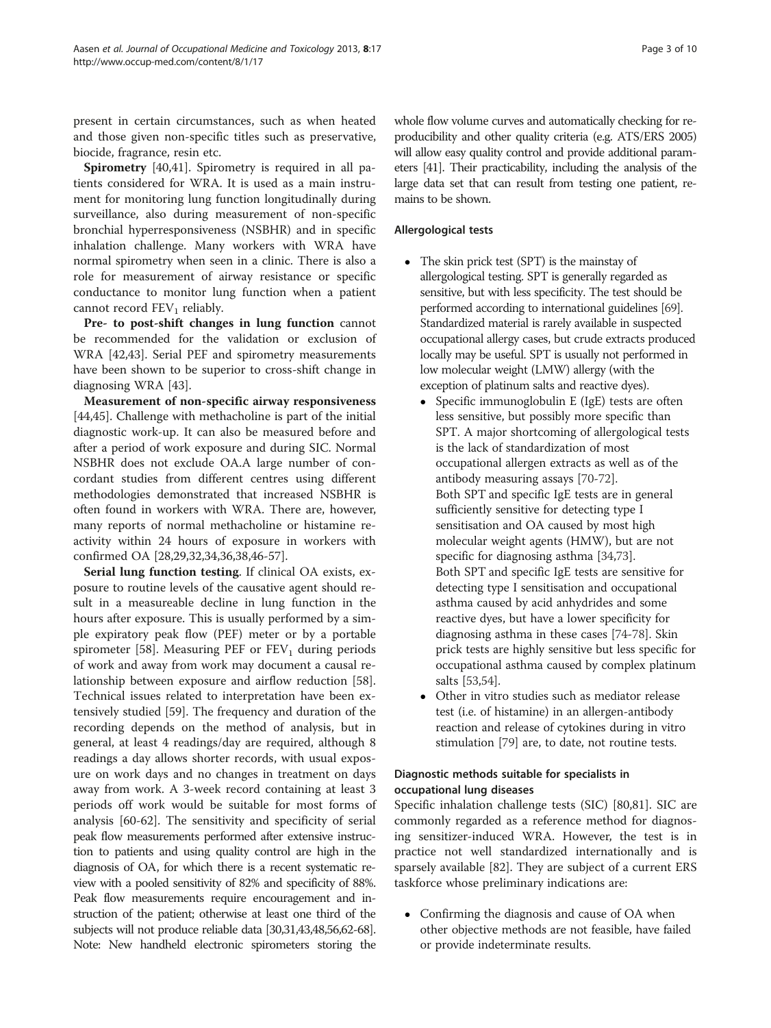present in certain circumstances, such as when heated and those given non-specific titles such as preservative, biocide, fragrance, resin etc.

**Spirometry** [40,41]. Spirometry is required in all patients considered for WRA. It is used as a main instrument for monitoring lung function longitudinally during surveillance, also during measurement of non-specific bronchial hyperresponsiveness (NSBHR) and in specific inhalation challenge. Many workers with WRA have normal spirometry when seen in a clinic. There is also a role for measurement of airway resistance or specific conductance to monitor lung function when a patient cannot record $FEV_1$ reliably.

**Pre- to post-shift changes in lung function** cannot be recommended for the validation or exclusion of WRA [42,43]. Serial PEF and spirometry measurements have been shown to be superior to cross-shift change in diagnosing WRA [43].

**Measurement of non-specific airway responsiveness** [44,45]. Challenge with methacholine is part of the initial diagnostic work-up. It can also be measured before and after a period of work exposure and during SIC. Normal NSBHR does not exclude OA.A large number of concordant studies from different centres using different methodologies demonstrated that increased NSBHR is often found in workers with WRA. There are, however, many reports of normal methacholine or histamine reactivity within 24 hours of exposure in workers with confirmed OA [28,29,32,34,36,38,46-57].

**Serial lung function testing**. If clinical OA exists, exposure to routine levels of the causative agent should result in a measureable decline in lung function in the hours after exposure. This is usually performed by a simple expiratory peak flow (PEF) meter or by a portable spirometer [58]. Measuring PEF or $FEV_1$ during periods of work and away from work may document a causal relationship between exposure and airflow reduction [58]. Technical issues related to interpretation have been extensively studied [59]. The frequency and duration of the recording depends on the method of analysis, but in general, at least 4 readings/day are required, although 8 readings a day allows shorter records, with usual exposure on work days and no changes in treatment on days away from work. A 3-week record containing at least 3 periods off work would be suitable for most forms of analysis [60-62]. The sensitivity and specificity of serial peak flow measurements performed after extensive instruction to patients and using quality control are high in the diagnosis of OA, for which there is a recent systematic review with a pooled sensitivity of 82% and specificity of 88%. Peak flow measurements require encouragement and instruction of the patient; otherwise at least one third of the subjects will not produce reliable data [30,31,43,48,56,62-68]. Note: New handheld electronic spirometers storing the whole flow volume curves and automatically checking for reproducibility and other quality criteria (e.g. ATS/ERS 2005) will allow easy quality control and provide additional parameters [41]. Their practicability, including the analysis of the large data set that can result from testing one patient, remains to be shown.

#### Allergological tests

- The skin prick test (SPT) is the mainstay of allergological testing. SPT is generally regarded as sensitive, but with less specificity. The test should be performed according to international guidelines [69]. Standardized material is rarely available in suspected occupational allergy cases, but crude extracts produced locally may be useful. SPT is usually not performed in low molecular weight (LMW) allergy (with the exception of platinum salts and reactive dyes).
  - Specific immunoglobulin E (IgE) tests are often less sensitive, but possibly more specific than SPT. A major shortcoming of allergological tests is the lack of standardization of most occupational allergen extracts as well as of the antibody measuring assays [70-72].
    Both SPT and specific IgE tests are in general sufficiently sensitive for detecting type I sensitisation and OA caused by most high molecular weight agents (HMW), but are not specific for diagnosing asthma [34,73].
    Both SPT and specific IgE tests are sensitive for detecting type I sensitisation and occupational asthma caused by acid anhydrides and some reactive dyes, but have a lower specificity for diagnosing asthma in these cases [74-78]. Skin prick tests are highly sensitive but less specific for occupational asthma caused by complex platinum salts [53,54].
  - Other in vitro studies such as mediator release test (i.e. of histamine) in an allergen-antibody reaction and release of cytokines during in vitro stimulation [79] are, to date, not routine tests.

#### Diagnostic methods suitable for specialists in occupational lung diseases

Specific inhalation challenge tests (SIC) [80,81]. SIC are commonly regarded as a reference method for diagnosing sensitizer-induced WRA. However, the test is in practice not well standardized internationally and is sparsely available [82]. They are subject of a current ERS taskforce whose preliminary indications are:

- Confirming the diagnosis and cause of OA when other objective methods are not feasible, have failed or provide indeterminate results.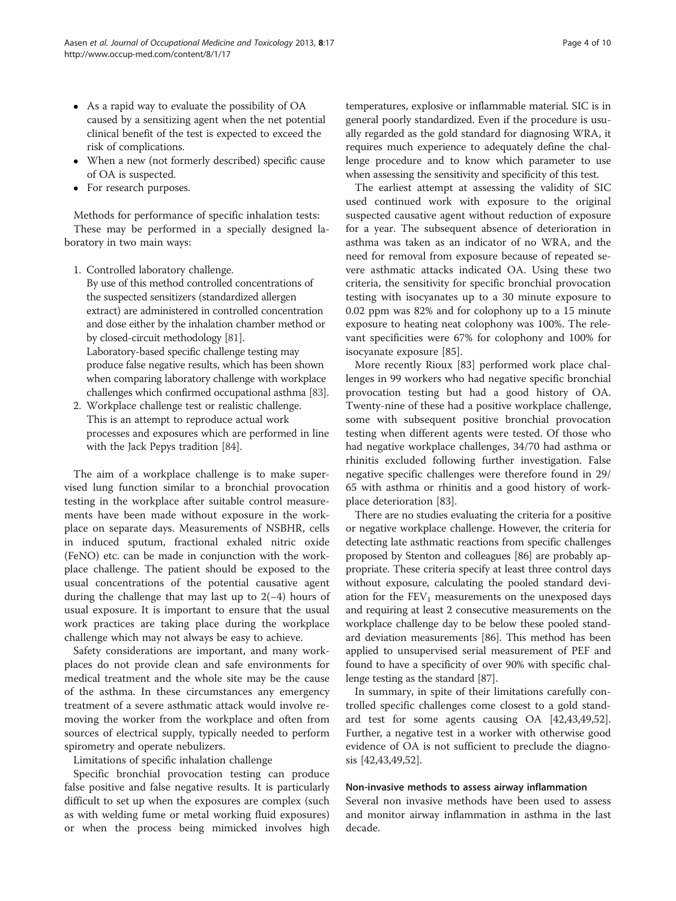- As a rapid way to evaluate the possibility of OA caused by a sensitizing agent when the net potential clinical benefit of the test is expected to exceed the risk of complications.
- When a new (not formerly described) specific cause of OA is suspected.
- For research purposes.

Methods for performance of specific inhalation tests:

These may be performed in a specially designed laboratory in two main ways:

1. Controlled laboratory challenge.
   By use of this method controlled concentrations of the suspected sensitizers (standardized allergen extract) are administered in controlled concentration and dose either by the inhalation chamber method or by closed-circuit methodology [81].
   Laboratory-based specific challenge testing may produce false negative results, which has been shown when comparing laboratory challenge with workplace challenges which confirmed occupational asthma [83].
2. Workplace challenge test or realistic challenge.
   This is an attempt to reproduce actual work processes and exposures which are performed in line with the Jack Pepys tradition [84].

The aim of a workplace challenge is to make supervised lung function similar to a bronchial provocation testing in the workplace after suitable control measurements have been made without exposure in the workplace on separate days. Measurements of NSBHR, cells in induced sputum, fractional exhaled nitric oxide (FeNO) etc. can be made in conjunction with the workplace challenge. The patient should be exposed to the usual concentrations of the potential causative agent during the challenge that may last up to 2(−4) hours of usual exposure. It is important to ensure that the usual work practices are taking place during the workplace challenge which may not always be easy to achieve.

Safety considerations are important, and many workplaces do not provide clean and safe environments for medical treatment and the whole site may be the cause of the asthma. In these circumstances any emergency treatment of a severe asthmatic attack would involve removing the worker from the workplace and often from sources of electrical supply, typically needed to perform spirometry and operate nebulizers.

Limitations of specific inhalation challenge

Specific bronchial provocation testing can produce false positive and false negative results. It is particularly difficult to set up when the exposures are complex (such as with welding fume or metal working fluid exposures) or when the process being mimicked involves high temperatures, explosive or inflammable material. SIC is in general poorly standardized. Even if the procedure is usually regarded as the gold standard for diagnosing WRA, it requires much experience to adequately define the challenge procedure and to know which parameter to use when assessing the sensitivity and specificity of this test.

The earliest attempt at assessing the validity of SIC used continued work with exposure to the original suspected causative agent without reduction of exposure for a year. The subsequent absence of deterioration in asthma was taken as an indicator of no WRA, and the need for removal from exposure because of repeated severe asthmatic attacks indicated OA. Using these two criteria, the sensitivity for specific bronchial provocation testing with isocyanates up to a 30 minute exposure to 0.02 ppm was 82% and for colophony up to a 15 minute exposure to heating neat colophony was 100%. The relevant specificities were 67% for colophony and 100% for isocyanate exposure [85].

More recently Rioux [83] performed work place challenges in 99 workers who had negative specific bronchial provocation testing but had a good history of OA. Twenty-nine of these had a positive workplace challenge, some with subsequent positive bronchial provocation testing when different agents were tested. Of those who had negative workplace challenges, 34/70 had asthma or rhinitis excluded following further investigation. False negative specific challenges were therefore found in 29/65 with asthma or rhinitis and a good history of workplace deterioration [83].

There are no studies evaluating the criteria for a positive or negative workplace challenge. However, the criteria for detecting late asthmatic reactions from specific challenges proposed by Stenton and colleagues [86] are probably appropriate. These criteria specify at least three control days without exposure, calculating the pooled standard deviation for the $FEV_1$ measurements on the unexposed days and requiring at least 2 consecutive measurements on the workplace challenge day to be below these pooled standard deviation measurements [86]. This method has been applied to unsupervised serial measurement of PEF and found to have a specificity of over 90% with specific challenge testing as the standard [87].

In summary, in spite of their limitations carefully controlled specific challenges come closest to a gold standard test for some agents causing OA [42,43,49,52]. Further, a negative test in a worker with otherwise good evidence of OA is not sufficient to preclude the diagnosis [42,43,49,52].

#### Non-invasive methods to assess airway inflammation

Several non invasive methods have been used to assess and monitor airway inflammation in asthma in the last decade.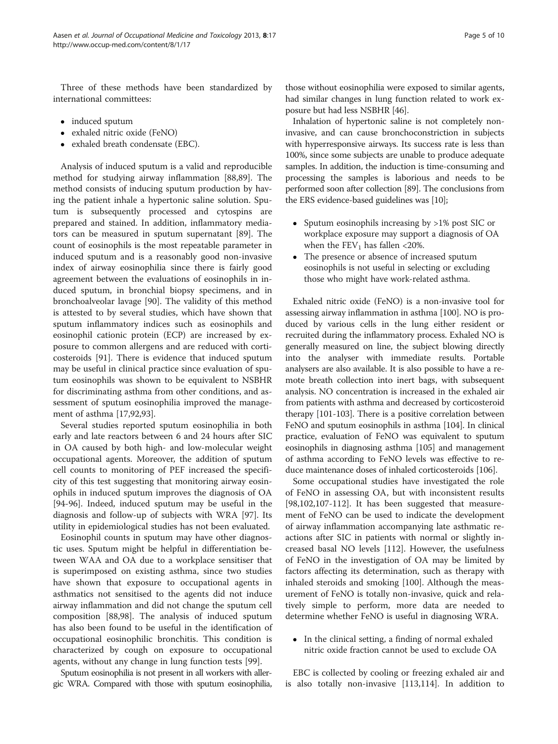Three of these methods have been standardized by international committees:

- induced sputum
- exhaled nitric oxide (FeNO)
- exhaled breath condensate (EBC).

Analysis of induced sputum is a valid and reproducible method for studying airway inflammation [88,89]. The method consists of inducing sputum production by having the patient inhale a hypertonic saline solution. Sputum is subsequently processed and cytospins are prepared and stained. In addition, inflammatory mediators can be measured in sputum supernatant [89]. The count of eosinophils is the most repeatable parameter in induced sputum and is a reasonably good non-invasive index of airway eosinophilia since there is fairly good agreement between the evaluations of eosinophils in induced sputum, in bronchial biopsy specimens, and in bronchoalveolar lavage [90]. The validity of this method is attested to by several studies, which have shown that sputum inflammatory indices such as eosinophils and eosinophil cationic protein (ECP) are increased by exposure to common allergens and are reduced with corticosteroids [91]. There is evidence that induced sputum may be useful in clinical practice since evaluation of sputum eosinophils was shown to be equivalent to NSBHR for discriminating asthma from other conditions, and assessment of sputum eosinophilia improved the management of asthma [17,92,93].

Several studies reported sputum eosinophilia in both early and late reactors between 6 and 24 hours after SIC in OA caused by both high- and low-molecular weight occupational agents. Moreover, the addition of sputum cell counts to monitoring of PEF increased the specificity of this test suggesting that monitoring airway eosinophils in induced sputum improves the diagnosis of OA [94-96]. Indeed, induced sputum may be useful in the diagnosis and follow-up of subjects with WRA [97]. Its utility in epidemiological studies has not been evaluated.

Eosinophil counts in sputum may have other diagnostic uses. Sputum might be helpful in differentiation between WAA and OA due to a workplace sensitiser that is superimposed on existing asthma, since two studies have shown that exposure to occupational agents in asthmatics not sensitised to the agents did not induce airway inflammation and did not change the sputum cell composition [88,98]. The analysis of induced sputum has also been found to be useful in the identification of occupational eosinophilic bronchitis. This condition is characterized by cough on exposure to occupational agents, without any change in lung function tests [99].

Sputum eosinophilia is not present in all workers with allergic WRA. Compared with those with sputum eosinophilia, those without eosinophilia were exposed to similar agents, had similar changes in lung function related to work exposure but had less NSBHR [46].

Inhalation of hypertonic saline is not completely non-invasive, and can cause bronchoconstriction in subjects with hyperresponsive airways. Its success rate is less than 100%, since some subjects are unable to produce adequate samples. In addition, the induction is time-consuming and processing the samples is laborious and needs to be performed soon after collection [89]. The conclusions from the ERS evidence-based guidelines was [10];

- Sputum eosinophils increasing by >1% post SIC or workplace exposure may support a diagnosis of OA when the $FEV_1$ has fallen <20%.
- The presence or absence of increased sputum eosinophils is not useful in selecting or excluding those who might have work-related asthma.

Exhaled nitric oxide (FeNO) is a non-invasive tool for assessing airway inflammation in asthma [100]. NO is produced by various cells in the lung either resident or recruited during the inflammatory process. Exhaled NO is generally measured on line, the subject blowing directly into the analyser with immediate results. Portable analysers are also available. It is also possible to have a remote breath collection into inert bags, with subsequent analysis. NO concentration is increased in the exhaled air from patients with asthma and decreased by corticosteroid therapy [101-103]. There is a positive correlation between FeNO and sputum eosinophils in asthma [104]. In clinical practice, evaluation of FeNO was equivalent to sputum eosinophils in diagnosing asthma [105] and management of asthma according to FeNO levels was effective to reduce maintenance doses of inhaled corticosteroids [106].

Some occupational studies have investigated the role of FeNO in assessing OA, but with inconsistent results [98,102,107-112]. It has been suggested that measurement of FeNO can be used to indicate the development of airway inflammation accompanying late asthmatic reactions after SIC in patients with normal or slightly increased basal NO levels [112]. However, the usefulness of FeNO in the investigation of OA may be limited by factors affecting its determination, such as therapy with inhaled steroids and smoking [100]. Although the measurement of FeNO is totally non-invasive, quick and relatively simple to perform, more data are needed to determine whether FeNO is useful in diagnosing WRA.

- In the clinical setting, a finding of normal exhaled nitric oxide fraction cannot be used to exclude OA

EBC is collected by cooling or freezing exhaled air and is also totally non-invasive [113,114]. In addition to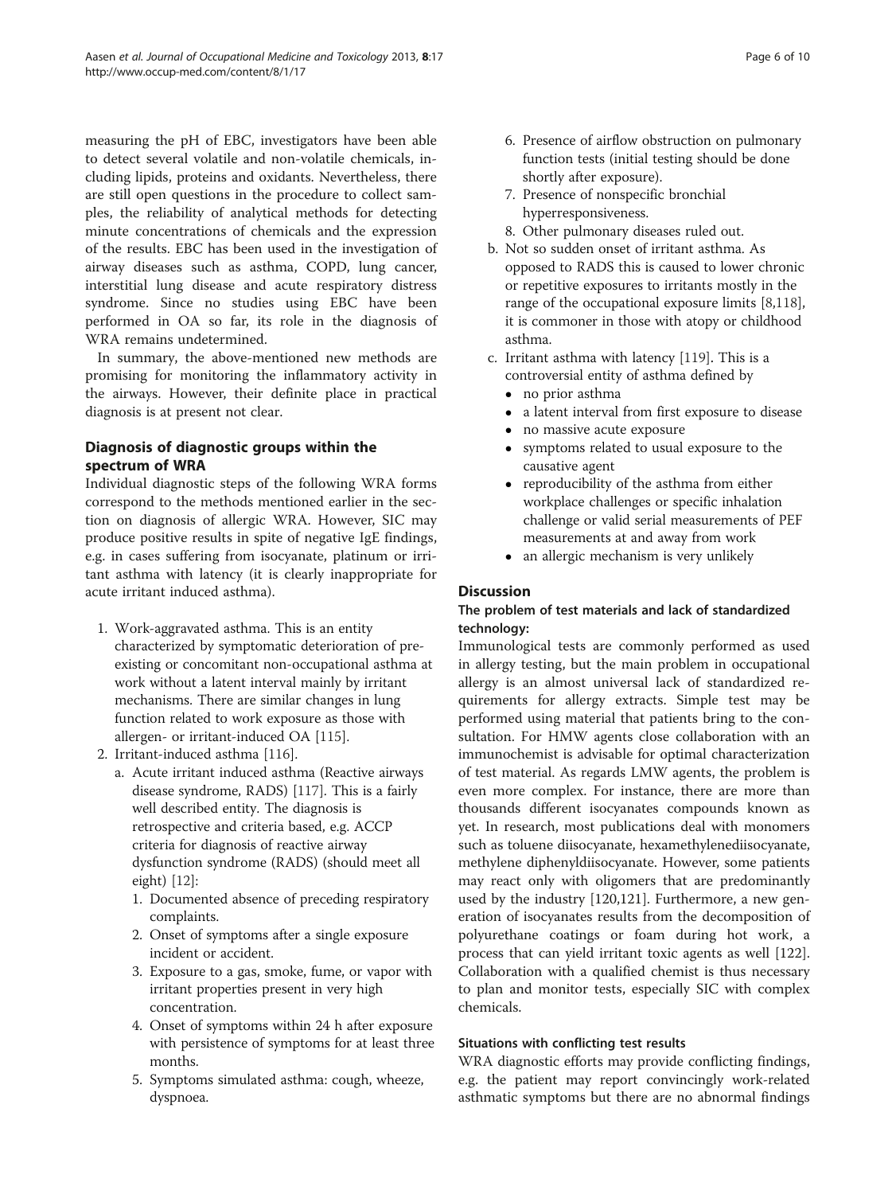measuring the pH of EBC, investigators have been able to detect several volatile and non-volatile chemicals, including lipids, proteins and oxidants. Nevertheless, there are still open questions in the procedure to collect samples, the reliability of analytical methods for detecting minute concentrations of chemicals and the expression of the results. EBC has been used in the investigation of airway diseases such as asthma, COPD, lung cancer, interstitial lung disease and acute respiratory distress syndrome. Since no studies using EBC have been performed in OA so far, its role in the diagnosis of WRA remains undetermined.

In summary, the above-mentioned new methods are promising for monitoring the inflammatory activity in the airways. However, their definite place in practical diagnosis is at present not clear.

## Diagnosis of diagnostic groups within the spectrum of WRA

Individual diagnostic steps of the following WRA forms correspond to the methods mentioned earlier in the section on diagnosis of allergic WRA. However, SIC may produce positive results in spite of negative IgE findings, e.g. in cases suffering from isocyanate, platinum or irritant asthma with latency (it is clearly inappropriate for acute irritant induced asthma).

1. Work-aggravated asthma. This is an entity characterized by symptomatic deterioration of pre-existing or concomitant non-occupational asthma at work without a latent interval mainly by irritant mechanisms. There are similar changes in lung function related to work exposure as those with allergen- or irritant-induced OA [115].
2. Irritant-induced asthma [116].
   a. Acute irritant induced asthma (Reactive airways disease syndrome, RADS) [117]. This is a fairly well described entity. The diagnosis is retrospective and criteria based, e.g. ACCP criteria for diagnosis of reactive airway dysfunction syndrome (RADS) (should meet all eight) [12]:
      1. Documented absence of preceding respiratory complaints.
      2. Onset of symptoms after a single exposure incident or accident.
      3. Exposure to a gas, smoke, fume, or vapor with irritant properties present in very high concentration.
      4. Onset of symptoms within 24 h after exposure with persistence of symptoms for at least three months.
      5. Symptoms simulated asthma: cough, wheeze, dyspnoea.
      6. Presence of airflow obstruction on pulmonary function tests (initial testing should be done shortly after exposure).
      7. Presence of nonspecific bronchial hyperresponsiveness.
      8. Other pulmonary diseases ruled out.
   b. Not so sudden onset of irritant asthma. As opposed to RADS this is caused to lower chronic or repetitive exposures to irritants mostly in the range of the occupational exposure limits [8,118], it is commoner in those with atopy or childhood asthma.
   c. Irritant asthma with latency [119]. This is a controversial entity of asthma defined by
      - no prior asthma
      - a latent interval from first exposure to disease
      - no massive acute exposure
      - symptoms related to usual exposure to the causative agent
      - reproducibility of the asthma from either workplace challenges or specific inhalation challenge or valid serial measurements of PEF measurements at and away from work
      - an allergic mechanism is very unlikely

## Discussion

### The problem of test materials and lack of standardized technology:

Immunological tests are commonly performed as used in allergy testing, but the main problem in occupational allergy is an almost universal lack of standardized requirements for allergy extracts. Simple test may be performed using material that patients bring to the consultation. For HMW agents close collaboration with an immunochemist is advisable for optimal characterization of test material. As regards LMW agents, the problem is even more complex. For instance, there are more than thousands different isocyanates compounds known as yet. In research, most publications deal with monomers such as toluene diisocyanate, hexamethylenediisocyanate, methylene diphenyldiisocyanate. However, some patients may react only with oligomers that are predominantly used by the industry [120,121]. Furthermore, a new generation of isocyanates results from the decomposition of polyurethane coatings or foam during hot work, a process that can yield irritant toxic agents as well [122]. Collaboration with a qualified chemist is thus necessary to plan and monitor tests, especially SIC with complex chemicals.

### Situations with conflicting test results

WRA diagnostic efforts may provide conflicting findings, e.g. the patient may report convincingly work-related asthmatic symptoms but there are no abnormal findings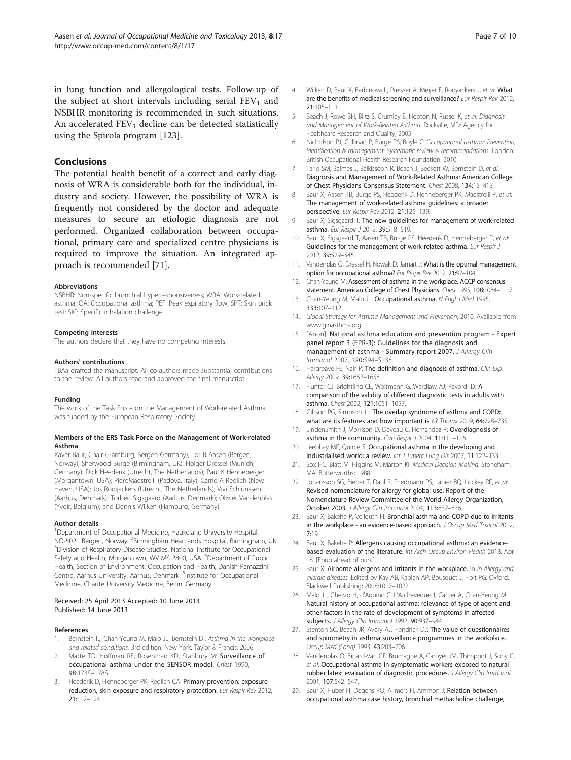in lung function and allergological tests. Follow-up of the subject at short intervals including serial $FEV_1$ and NSBHR monitoring is recommended in such situations. An accelerated $FEV_1$ decline can be detected statistically using the Spirola program [123].

## Conclusions

The potential health benefit of a correct and early diagnosis of WRA is considerable both for the individual, industry and society. However, the possibility of WRA is frequently not considered by the doctor and adequate measures to secure an etiologic diagnosis are not performed. Organized collaboration between occupational, primary care and specialized centre physicians is required to improve the situation. An integrated approach is recommended [71].

#### Abbreviations

NSBHR: Non-specific bronchial hyperresponsiveness; WRA: Work-related asthma; OA: Occupational asthma; PEF: Peak expiratory flow; SPT: Skin prick test; SIC: Specific inhalation challenge.

#### Competing interests

The authors declare that they have no competing interests.

#### Authors' contributions

TBAa drafted the manuscript. All co-authors made substantial contributions to the review. All authors read and approved the final manuscript.

#### Funding

The work of the Task Force on the Management of Work-related Asthma was funded by the European Respiratory Society.

#### Members of the ERS Task Force on the Management of Work-related Asthma

Xaver Baur, Chair (Hamburg, Bergen Germany); Tor B Aasen (Bergen, Norway); Sherwood Burge (Birmingham, UK); Holger Dressel (Munich, Germany); Dick Heederik (Utrecht, The Netherlands); Paul K Henneberger (Morgantown, USA); PieroMaestrelli (Padova, Italy); Carrie A Redlich (New Haven, USA); Jos Rooijackers (Utrecht, The Netherlands); Vivi Schlünssen (Aarhus, Denmark); Torben Sigsgaard (Aarhus, Denmark); Olivier Vandenplas (Yvoir, Belgium); and Dennis Wilken (Hamburg, Germany).

#### Author details

[1]Department of Occupational Medicine, Haukeland University Hospital, NO-5021 Bergen, Norway. [2]Birmingham Heartlands Hospital, Birmingham, UK. [3]Division of Respiratory Disease Studies, National Institute for Occupational Safety and Health, Morgantown, WV MS 2800, USA. [4]Department of Public Health, Section of Environment, Occupation and Health, Danish Ramazzini Centre, Aarhus University, Aarhus, Denmark. [5]Institute for Occupational Medicine, Charité University Medicine, Berlin, Germany.

Received: 25 April 2013 Accepted: 10 June 2013
Published: 14 June 2013

#### References

1. Bernstein IL, Chan-Yeung M, Malo JL, Bernstein DI: *Asthma in the workplace and related conditions.* 3rd edition. New York: Taylor & Francis; 2006.
2. Matte TD, Hoffman RE, Rosenman KD, Stanbury M: **Surveillance of occupational asthma under the SENSOR model.** *Chest* 1990, **98:**173S–178S.
3. Heederik D, Henneberger PK, Redlich CA: **Primary prevention: exposure reduction, skin exposure and respiratory protection.** *Eur Respir Rev* 2012, **21:**112–124.
4. Wilken D, Baur X, Barbinova L, Preisser A, Meijer E, Rooyackers J, *et al*: **What are the benefits of medical screening and surveillance?** *Eur Respir Rev* 2012, **21:**105–111.
5. Beach J, Rowe BH, Blitz S, Crumley E, Hooton N, Russel K, *et al*: *Diagnosis and Management of Work-Related Asthma.* Rockville, MD: Agency for Healthcare Research and Quality; 2005.
6. Nicholson PJ, Cullinan P, Burge PS, Boyle C: *Occupational asthma: Prevention, identification & management: Systematic review & recommendations.* London: British Occupational Health Research Foundation; 2010.
7. Tarlo SM, Balmes J, Balkissoon R, Beach J, Beckett W, Bernstein D, *et al*: **Diagnosis and Management of Work-Related Asthma: American College of Chest Physicians Consensus Statement.** *Chest* 2008, **134:**1S–41S.
8. Baur X, Aasen TB, Burge PS, Heederik D, Henneberger PK, Maestrelli P, *et al*: **The management of work-related asthma guidelines: a broader perspective.** *Eur Respir Rev* 2012, **21:**125–139.
9. Baur X, Sigsgaard T: **The new guidelines for management of work-related asthma.** *Eur Respir J* 2012, **39:**518–519.
10. Baur X, Sigsgaard T, Aasen TB, Burge PS, Heederik D, Henneberger P, *et al*: **Guidelines for the management of work-related asthma.** *Eur Respir J* 2012, **39:**529–545.
11. Vandenplas O, Dressel H, Nowak D, Jamart J: **What is the optimal management option for occupational asthma?** *Eur Respir Rev* 2012, **21:**97–104.
12. Chan-Yeung M: **Assessment of asthma in the workplace. ACCP consensus statement. American College of Chest Physicians.** *Chest* 1995, **108:**1084–1117.
13. Chan-Yeung M, Malo JL: **Occupational asthma.** *N Engl J Med* 1995, **333:**107–112.
14. *Global Strategy for Asthma Management and Prevention*; 2010. Available from www.ginasthma.org.
15. [Anon]: **National asthma education and prevention program - Expert panel report 3 (EPR-3): Guidelines for the diagnosis and management of asthma - Summary report 2007.** *J Allergy Clin Immunol* 2007, **120:**S94–S138.
16. Hargreave FE, Nair P: **The definition and diagnosis of asthma.** *Clin Exp Allergy* 2009, **39:**1652–1658.
17. Hunter CJ, Brightling CE, Woltmann G, Wardlaw AJ, Pavord ID: **A comparison of the validity of different diagnostic tests in adults with asthma.** *Chest* 2002, **121:**1051–1057.
18. Gibson PG, Simpson JL: **The overlap syndrome of asthma and COPD: what are its features and how important is it?** *Thorax* 2009, **64:**728–735.
19. LindenSmith J, Morrison D, Deveau C, Hernandez P: **Overdiagnosis of asthma in the community.** *Can Respir J* 2004, **11:**111–116.
20. Jeebhay MF, Quirce S: **Occupational asthma in the developing and industrialised world: a review.** *Int J Tuberc Lung Dis* 2007, **11:**122–133.
21. Sox HC, Blatt M, Higgins M, Marton KI: *Medical Decision Making.* Stoneham, MA: Butterworths; 1988.
22. Johansson SG, Bieber T, Dahl R, Friedmann PS, Lanier BQ, Lockey RF, *et al*: **Revised nomenclature for allergy for global use: Report of the Nomenclature Review Committee of the World Allergy Organization, October 2003.** *J Allergy Clin Immunol* 2004, **113:**832–836.
23. Baur X, Bakehe P, Vellguth H: **Bronchial asthma and COPD due to irritants in the workplace - an evidence-based approach.** *J Occup Med Toxicol* 2012, **7:**19.
24. Baur X, Bakehe P: **Allergens causing occupational asthma: an evidence-based evaluation of the literature.** *Int Arch Occup Environ Health* 2013. Apr 18. [Epub ahead of print].
25. Baur X: **Airborne allergens and irritants in the workplace.** In *In Allergy and allergic diseases.* Edited by Kay AB, Kaplan AP, Bousquet J, Holt PG. Oxford: Blackwell Publishing; 2008:1017–1022.
26. Malo JL, Ghezzo H, d'Aquino C, L'Archeveque J, Cartier A, Chan-Yeung M: **Natural history of occupational asthma: relevance of type of agent and other factors in the rate of development of symptoms in affected subjects.** *J Allergy Clin Immunol* 1992, **90:**937–944.
27. Stenton SC, Beach JR, Avery AJ, Hendrick DJ: **The value of questionnaires and spirometry in asthma surveillance programmes in the workplace.** *Occup Med (Lond)* 1993, **43:**203–206.
28. Vandenplas O, Binard-Van CF, Brumagne A, Caroyer JM, Thimpont J, Sohy C, *et al*: **Occupational asthma in symptomatic workers exposed to natural rubber latex: evaluation of diagnostic procedures.** *J Allergy Clin Immunol* 2001, **107:**542–547.
29. Baur X, Huber H, Degens PO, Allmers H, Ammon J: **Relation between occupational asthma case history, bronchial methacholine challenge,**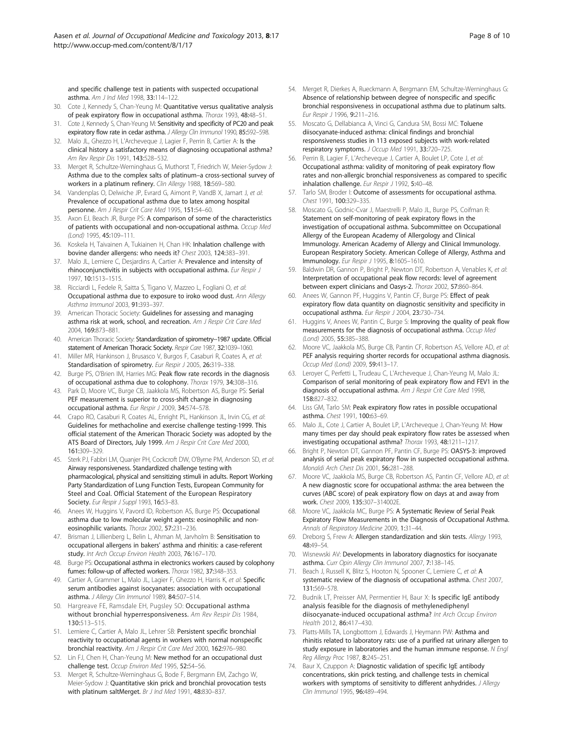and specific challenge test in patients with suspected occupational asthma. *Am J Ind Med* 1998, **33:**114–122.

30. Cote J, Kennedy S, Chan-Yeung M: **Quantitative versus qualitative analysis of peak expiratory flow in occupational asthma.** *Thorax* 1993, **48:**48–51.
31. Cote J, Kennedy S, Chan-Yeung M: **Sensitivity and specificity of PC20 and peak expiratory flow rate in cedar asthma.** *J Allergy Clin Immunol* 1990, **85:**592–598.
32. Malo JL, Ghezzo H, L'Archeveque J, Lagier F, Perrin B, Cartier A: **Is the clinical history a satisfactory means of diagnosing occupational asthma?** *Am Rev Respir Dis* 1991, **143:**528–532.
33. Merget R, Schultze-Werninghaus G, Muthorst T, Friedrich W, Meier-Sydow J: **Asthma due to the complex salts of platinum–a cross-sectional survey of workers in a platinum refinery.** *Clin Allergy* 1988, **18:**569–580.
34. Vandenplas O, Delwiche JP, Evrard G, Aimont P, VandB X, Jamart J, *et al*: **Prevalence of occupational asthma due to latex among hospital personne.** *Am J Respir Crit Care Med* 1995, **151:**54–60.
35. Axon EJ, Beach JR, Burge PS: **A comparison of some of the characteristics of patients with occupational and non-occupational asthma.** *Occup Med (Lond)* 1995, **45:**109–111.
36. Koskela H, Taivainen A, Tukiainen H, Chan HK: **Inhalation challenge with bovine dander allergens: who needs it?** *Chest* 2003, **124:**383–391.
37. Malo JL, Lemiere C, Desjardins A, Cartier A: **Prevalence and intensity of rhinoconjunctivitis in subjects with occupational asthma.** *Eur Respir J* 1997, **10:**1513–1515.
38. Ricciardi L, Fedele R, Saitta S, Tigano V, Mazzeo L, Fogliani O, *et al*: **Occupational asthma due to exposure to iroko wood dust.** *Ann Allergy Asthma Immunol* 2003, **91:**393–397.
39. American Thoracic Society: **Guidelines for assessing and managing asthma risk at work, school, and recreation.** *Am J Respir Crit Care Med* 2004, **169:**873–881.
40. American Thoracic Society: **Standardization of spirometry–1987 update. Official statement of American Thoracic Society.** *Respir Care* 1987, **32:**1039–1060.
41. Miller MR, Hankinson J, Brusasco V, Burgos F, Casaburi R, Coates A, *et al*: **Standardisation of spirometry.** *Eur Respir J* 2005, **26:**319–338.
42. Burge PS, O'Brien IM, Harries MG: **Peak flow rate records in the diagnosis of occupational asthma due to colophony.** *Thorax* 1979, **34:**308–316.
43. Park D, Moore VC, Burge CB, Jaakkola MS, Robertson AS, Burge PS: **Serial PEF measurement is superior to cross-shift change in diagnosing occupational asthma.** *Eur Respir J* 2009, **34:**574–578.
44. Crapo RO, Casaburi R, Coates AL, Enright PL, Hankinson JL, Irvin CG, *et al*: **Guidelines for methacholine and exercise challenge testing-1999. This official statement of the American Thoracic Society was adopted by the ATS Board of Directors, July 1999.** *Am J Respir Crit Care Med* 2000, **161:**309–329.
45. Sterk PJ, Fabbri LM, Quanjer PH, Cockcroft DW, O'Byrne PM, Anderson SD, *et al*: **Airway responsiveness. Standardized challenge testing with pharmacological, physical and sensitizing stimuli in adults. Report Working Party Standardization of Lung Function Tests, European Community for Steel and Coal. Official Statement of the European Respiratory Society.** *Eur Respir J Suppl* 1993, **16:**53–83.
46. Anees W, Huggins V, Pavord ID, Robertson AS, Burge PS: **Occupational asthma due to low molecular weight agents: eosinophilic and non-eosinophilic variants.** *Thorax* 2002, **57:**231–236.
47. Brisman J, Lillienberg L, Belin L, Ahman M, Jarvholm B: **Sensitisation to occupational allergens in bakers' asthma and rhinitis: a case-referent study.** *Int Arch Occup Environ Health* 2003, **76:**167–170.
48. Burge PS: **Occupational asthma in electronics workers caused by colophony fumes: follow-up of affected workers.** *Thorax* 1982, **37:**348–353.
49. Cartier A, Grammer L, Malo JL, Lagier F, Ghezzo H, Harris K, *et al*: **Specific serum antibodies against isocyanates: association with occupational asthma.** *J Allergy Clin Immunol* 1989, **84:**507–514.
50. Hargreave FE, Ramsdale EH, Pugsley SO: **Occupational asthma without bronchial hyperresponsiveness.** *Am Rev Respir Dis* 1984, **130:**513–515.
51. Lemiere C, Cartier A, Malo JL, Lehrer SB: **Persistent specific bronchial reactivity to occupational agents in workers with normal nonspecific bronchial reactivity.** *Am J Respir Crit Care Med* 2000, **162:**976–980.
52. Lin FJ, Chen H, Chan-Yeung M: **New method for an occupational dust challenge test.** *Occup Environ Med* 1995, **52:**54–56.
53. Merget R, Schultze-Werninghaus G, Bode F, Bergmann EM, Zachgo W, Meier-Sydow J: **Quantitative skin prick and bronchial provocation tests with platinum saltMerget.** *Br J Ind Med* 1991, **48:**830–837.
54. Merget R, Dierkes A, Rueckmann A, Bergmann EM, Schultze-Werninghaus G: **Absence of relationship between degree of nonspecific and specific bronchial responsiveness in occupational asthma due to platinum salts.** *Eur Respir J* 1996, **9:**211–216.
55. Moscato G, Dellabianca A, Vinci G, Candura SM, Bossi MC: **Toluene diisocyanate-induced asthma: clinical findings and bronchial responsiveness studies in 113 exposed subjects with work-related respiratory symptoms.** *J Occup Med* 1991, **33:**720–725.
56. Perrin B, Lagier F, L'Archeveque J, Cartier A, Boulet LP, Cote J, *et al*: **Occupational asthma: validity of monitoring of peak expiratory flow rates and non-allergic bronchial responsiveness as compared to specific inhalation challenge.** *Eur Respir J* 1992, **5:**40–48.
57. Tarlo SM, Broder I: **Outcome of assessments for occupational asthma.** *Chest* 1991, **100:**329–335.
58. Moscato G, Godnic-Cvar J, Maestrelli P, Malo JL, Burge PS, Coifman R: **Statement on self-monitoring of peak expiratory flows in the investigation of occupational asthma. Subcommittee on Occupational Allergy of the European Academy of Allergology and Clinical Immunology. American Academy of Allergy and Clinical Immunology. European Respiratory Society. American College of Allergy, Asthma and Immunology.** *Eur Respir J* 1995, **8:**1605–1610.
59. Baldwin DR, Gannon P, Bright P, Newton DT, Robertson A, Venables K, *et al*: **Interpretation of occupational peak flow records: level of agreement between expert clinicians and Oasys-2.** *Thorax* 2002, **57:**860–864.
60. Anees W, Gannon PF, Huggins V, Pantin CF, Burge PS: **Effect of peak expiratory flow data quantity on diagnostic sensitivity and specificity in occupational asthma.** *Eur Respir J* 2004, **23:**730–734.
61. Huggins V, Anees W, Pantin C, Burge S: **Improving the quality of peak flow measurements for the diagnosis of occupational asthma.** *Occup Med (Lond)* 2005, **55:**385–388.
62. Moore VC, Jaakkola MS, Burge CB, Pantin CF, Robertson AS, Vellore AD, *et al*: **PEF analysis requiring shorter records for occupational asthma diagnosis.** *Occup Med (Lond)* 2009, **59:**413–17.
63. Leroyer C, Perfetti L, Trudeau C, L'Archeveque J, Chan-Yeung M, Malo JL: **Comparison of serial monitoring of peak expiratory flow and FEV1 in the diagnosis of occupational asthma.** *Am J Respir Crit Care Med* 1998, **158:**827–832.
64. Liss GM, Tarlo SM: **Peak expiratory flow rates in possible occupational asthma.** *Chest* 1991, **100:**63–69.
65. Malo JL, Cote J, Cartier A, Boulet LP, L'Archeveque J, Chan-Yeung M: **How many times per day should peak expiratory flow rates be assessed when investigating occupational asthma?** *Thorax* 1993, **48:**1211–1217.
66. Bright P, Newton DT, Gannon PF, Pantin CF, Burge PS: **OASYS-3: improved analysis of serial peak expiratory flow in suspected occupational asthma.** *Monaldi Arch Chest Dis* 2001, **56:**281–288.
67. Moore VC, Jaakkola MS, Burge CB, Robertson AS, Pantin CF, Vellore AD, *et al*: **A new diagnostic score for occupational asthma: the area between the curves (ABC score) of peak expiratory flow on days at and away from work.** *Chest* 2009, **135:**307–314002E.
68. Moore VC, Jaakkola MC, Burge PS: **A Systematic Review of Serial Peak Expiratory Flow Measurements in the Diagnosis of Occupational Asthma.** *Annals of Respiratory Medicine* 2009, **1:**31–44.
69. Dreborg S, Frew A: **Allergen standardization and skin tests.** *Allergy* 1993, **48:**49–54.
70. Wisnewski AV: **Developments in laboratory diagnostics for isocyanate asthma.** *Curr Opin Allergy Clin Immunol* 2007, **7:**138–145.
71. Beach J, Russell K, Blitz S, Hooton N, Spooner C, Lemiere C, *et al*: **A systematic review of the diagnosis of occupational asthma.** *Chest* 2007, **131:**569–578.
72. Budnik LT, Preisser AM, Permentier H, Baur X: **Is specific IgE antibody analysis feasible for the diagnosis of methylenediphenyl diisocyanate-induced occupational asthma?** *Int Arch Occup Environ Health* 2012, **86:**417–430.
73. Platts-Mills TA, Longbottom J, Edwards J, Heymann PW: **Asthma and rhinitis related to laboratory rats: use of a purified rat urinary allergen to study exposure in laboratories and the human immune response.** *N Engl Reg Allergy Proc* 1987, **8:**245–251.
74. Baur X, Czuppon A: **Diagnostic validation of specific IgE antibody concentrations, skin prick testing, and challenge tests in chemical workers with symptoms of sensitivity to different anhydrides.** *J Allergy Clin Immunol* 1995, **96:**489–494.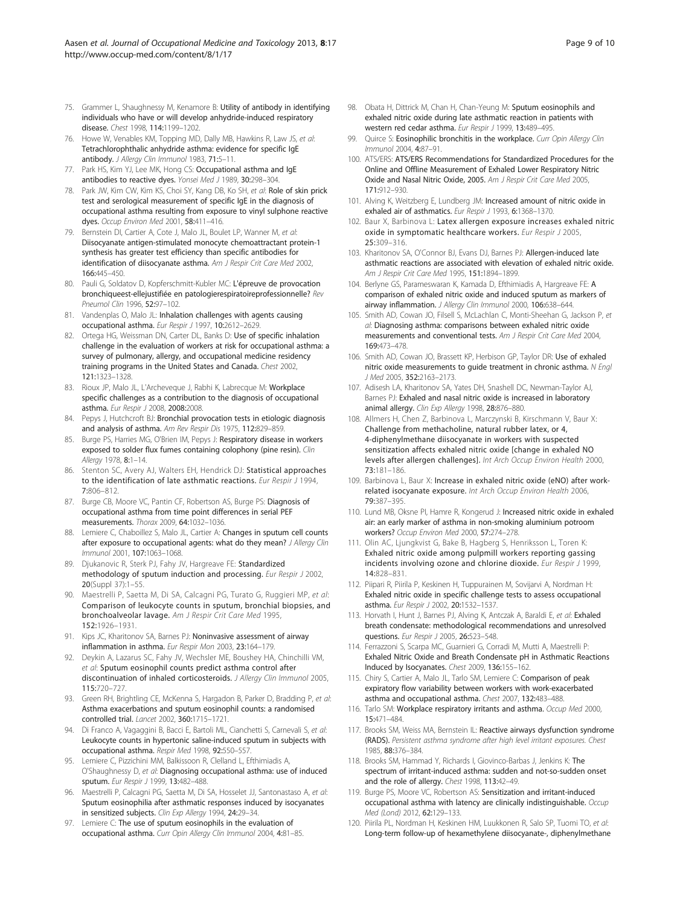75. Grammer L, Shaughnessy M, Kenamore B: **Utility of antibody in identifying individuals who have or will develop anhydride-induced respiratory disease.** *Chest* 1998, **114:**1199–1202.
76. Howe W, Venables KM, Topping MD, Dally MB, Hawkins R, Law JS, *et al*: **Tetrachlorophthalic anhydride asthma: evidence for specific IgE antibody.** *J Allergy Clin Immunol* 1983, **71:**5–11.
77. Park HS, Kim YJ, Lee MK, Hong CS: **Occupational asthma and IgE antibodies to reactive dyes.** *Yonsei Med J* 1989, **30:**298–304.
78. Park JW, Kim CW, Kim KS, Choi SY, Kang DB, Ko SH, *et al*: **Role of skin prick test and serological measurement of specific IgE in the diagnosis of occupational asthma resulting from exposure to vinyl sulphone reactive dyes.** *Occup Environ Med* 2001, **58:**411–416.
79. Bernstein DI, Cartier A, Cote J, Malo JL, Boulet LP, Wanner M, *et al*: **Diisocyanate antigen-stimulated monocyte chemoattractant protein-1 synthesis has greater test efficiency than specific antibodies for identification of diisocyanate asthma.** *Am J Respir Crit Care Med* 2002, **166:**445–450.
80. Pauli G, Soldatov D, Kopferschmitt-Kubler MC: **L'épreuve de provocation bronchiqueest-ellejustifiée en patologierespiratoireprofessionnelle?** *Rev Pneumol Clin* 1996, **52:**97–102.
81. Vandenplas O, Malo JL: **Inhalation challenges with agents causing occupational asthma.** *Eur Respir J* 1997, **10:**2612–2629.
82. Ortega HG, Weissman DN, Carter DL, Banks D: **Use of specific inhalation challenge in the evaluation of workers at risk for occupational asthma: a survey of pulmonary, allergy, and occupational medicine residency training programs in the United States and Canada.** *Chest* 2002, **121:**1323–1328.
83. Rioux JP, Malo JL, L'Archeveque J, Rabhi K, Labrecque M: **Workplace specific challenges as a contribution to the diagnosis of occupational asthma.** *Eur Respir J* 2008, **2008:**2008.
84. Pepys J, Hutchcroft BJ: **Bronchial provocation tests in etiologic diagnosis and analysis of asthma.** *Am Rev Respir Dis* 1975, **112:**829–859.
85. Burge PS, Harries MG, O'Brien IM, Pepys J: **Respiratory disease in workers exposed to solder flux fumes containing colophony (pine resin).** *Clin Allergy* 1978, **8:**1–14.
86. Stenton SC, Avery AJ, Walters EH, Hendrick DJ: **Statistical approaches to the identification of late asthmatic reactions.** *Eur Respir J* 1994, **7:**806–812.
87. Burge CB, Moore VC, Pantin CF, Robertson AS, Burge PS: **Diagnosis of occupational asthma from time point differences in serial PEF measurements.** *Thorax* 2009, **64:**1032–1036.
88. Lemiere C, Chaboillez S, Malo JL, Cartier A: **Changes in sputum cell counts after exposure to occupational agents: what do they mean?** *J Allergy Clin Immunol* 2001, **107:**1063–1068.
89. Djukanovic R, Sterk PJ, Fahy JV, Hargreave FE: **Standardized methodology of sputum induction and processing.** *Eur Respir J* 2002, **20**(Suppl 37):1–55.
90. Maestrelli P, Saetta M, Di SA, Calcagni PG, Turato G, Ruggieri MP, *et al*: **Comparison of leukocyte counts in sputum, bronchial biopsies, and bronchoalveolar lavage.** *Am J Respir Crit Care Med* 1995, **152:**1926–1931.
91. Kips JC, Kharitonov SA, Barnes PJ: **Noninvasive assessment of airway inflammation in asthma.** *Eur Respir Mon* 2003, **23:**164–179.
92. Deykin A, Lazarus SC, Fahy JV, Wechsler ME, Boushey HA, Chinchilli VM, *et al*: **Sputum eosinophil counts predict asthma control after discontinuation of inhaled corticosteroids.** *J Allergy Clin Immunol* 2005, **115:**720–727.
93. Green RH, Brightling CE, McKenna S, Hargadon B, Parker D, Bradding P, *et al*: **Asthma exacerbations and sputum eosinophil counts: a randomised controlled trial.** *Lancet* 2002, **360:**1715–1721.
94. Di Franco A, Vagaggini B, Bacci E, Bartoli ML, Cianchetti S, Carnevali S, *et al*: **Leukocyte counts in hypertonic saline-induced sputum in subjects with occupational asthma.** *Respir Med* 1998, **92:**550–557.
95. Lemiere C, Pizzichini MM, Balkissoon R, Clelland L, Efthimiadis A, O'Shaughnessy D, *et al*: **Diagnosing occupational asthma: use of induced sputum.** *Eur Respir J* 1999, **13:**482–488.
96. Maestrelli P, Calcagni PG, Saetta M, Di SA, Hosselet JJ, Santonastaso A, *et al*: **Sputum eosinophilia after asthmatic responses induced by isocyanates in sensitized subjects.** *Clin Exp Allergy* 1994, **24:**29–34.
97. Lemiere C: **The use of sputum eosinophils in the evaluation of occupational asthma.** *Curr Opin Allergy Clin Immunol* 2004, **4:**81–85.
98. Obata H, Dittrick M, Chan H, Chan-Yeung M: **Sputum eosinophils and exhaled nitric oxide during late asthmatic reaction in patients with western red cedar asthma.** *Eur Respir J* 1999, **13:**489–495.
99. Quirce S: **Eosinophilic bronchitis in the workplace.** *Curr Opin Allergy Clin Immunol* 2004, **4:**87–91.
100. ATS/ERS: **ATS/ERS Recommendations for Standardized Procedures for the Online and Offline Measurement of Exhaled Lower Respiratory Nitric Oxide and Nasal Nitric Oxide, 2005.** *Am J Respir Crit Care Med* 2005, **171:**912–930.
101. Alving K, Weitzberg E, Lundberg JM: **Increased amount of nitric oxide in exhaled air of asthmatics.** *Eur Respir J* 1993, **6:**1368–1370.
102. Baur X, Barbinova L: **Latex allergen exposure increases exhaled nitric oxide in symptomatic healthcare workers.** *Eur Respir J* 2005, **25:**309–316.
103. Kharitonov SA, O'Connor BJ, Evans DJ, Barnes PJ: **Allergen-induced late asthmatic reactions are associated with elevation of exhaled nitric oxide.** *Am J Respir Crit Care Med* 1995, **151:**1894–1899.
104. Berlyne GS, Parameswaran K, Kamada D, Efthimiadis A, Hargreave FE: **A comparison of exhaled nitric oxide and induced sputum as markers of airway inflammation.** *J Allergy Clin Immunol* 2000, **106:**638–644.
105. Smith AD, Cowan JO, Filsell S, McLachlan C, Monti-Sheehan G, Jackson P, *et al*: **Diagnosing asthma: comparisons between exhaled nitric oxide measurements and conventional tests.** *Am J Respir Crit Care Med* 2004, **169:**473–478.
106. Smith AD, Cowan JO, Brassett KP, Herbison GP, Taylor DR: **Use of exhaled nitric oxide measurements to guide treatment in chronic asthma.** *N Engl J Med* 2005, **352:**2163–2173.
107. Adisesh LA, Kharitonov SA, Yates DH, Snashell DC, Newman-Taylor AJ, Barnes PJ: **Exhaled and nasal nitric oxide is increased in laboratory animal allergy.** *Clin Exp Allergy* 1998, **28:**876–880.
108. Allmers H, Chen Z, Barbinova L, Marczynski B, Kirschmann V, Baur X: **Challenge from methacholine, natural rubber latex, or 4, 4-diphenylmethane diisocyanate in workers with suspected sensitization affects exhaled nitric oxide [change in exhaled NO levels after allergen challenges].** *Int Arch Occup Environ Health* 2000, **73:**181–186.
109. Barbinova L, Baur X: **Increase in exhaled nitric oxide (eNO) after work-related isocyanate exposure.** *Int Arch Occup Environ Health* 2006, **79:**387–395.
110. Lund MB, Oksne PI, Hamre R, Kongerud J: **Increased nitric oxide in exhaled air: an early marker of asthma in non-smoking aluminium potroom workers?** *Occup Environ Med* 2000, **57:**274–278.
111. Olin AC, Ljungkvist G, Bake B, Hagberg S, Henriksson L, Toren K: **Exhaled nitric oxide among pulpmill workers reporting gassing incidents involving ozone and chlorine dioxide.** *Eur Respir J* 1999, **14:**828–831.
112. Piipari R, Piirila P, Keskinen H, Tuppurainen M, Sovijarvi A, Nordman H: **Exhaled nitric oxide in specific challenge tests to assess occupational asthma.** *Eur Respir J* 2002, **20:**1532–1537.
113. Horvath I, Hunt J, Barnes PJ, Alving K, Antczak A, Baraldi E, *et al*: **Exhaled breath condensate: methodological recommendations and unresolved questions.** *Eur Respir J* 2005, **26:**523–548.
114. Ferrazzoni S, Scarpa MC, Guarnieri G, Corradi M, Mutti A, Maestrelli P: **Exhaled Nitric Oxide and Breath Condensate pH in Asthmatic Reactions Induced by Isocyanates.** *Chest* 2009, **136:**155–162.
115. Chiry S, Cartier A, Malo JL, Tarlo SM, Lemiere C: **Comparison of peak expiratory flow variability between workers with work-exacerbated asthma and occupational asthma.** *Chest* 2007, **132:**483–488.
116. Tarlo SM: **Workplace respiratory irritants and asthma.** *Occup Med* 2000, **15:**471–484.
117. Brooks SM, Weiss MA, Bernstein IL: **Reactive airways dysfunction syndrome (RADS).** *Persistent asthma syndrome after high level irritant exposures. Chest* 1985, **88:**376–384.
118. Brooks SM, Hammad Y, Richards I, Giovinco-Barbas J, Jenkins K: **The spectrum of irritant-induced asthma: sudden and not-so-sudden onset and the role of allergy.** *Chest* 1998, **113:**42–49.
119. Burge PS, Moore VC, Robertson AS: **Sensitization and irritant-induced occupational asthma with latency are clinically indistinguishable.** *Occup Med (Lond)* 2012, **62:**129–133.
120. Piirila PL, Nordman H, Keskinen HM, Luukkonen R, Salo SP, Tuomi TO, *et al*: **Long-term follow-up of hexamethylene diisocyanate-, diphenylmethane**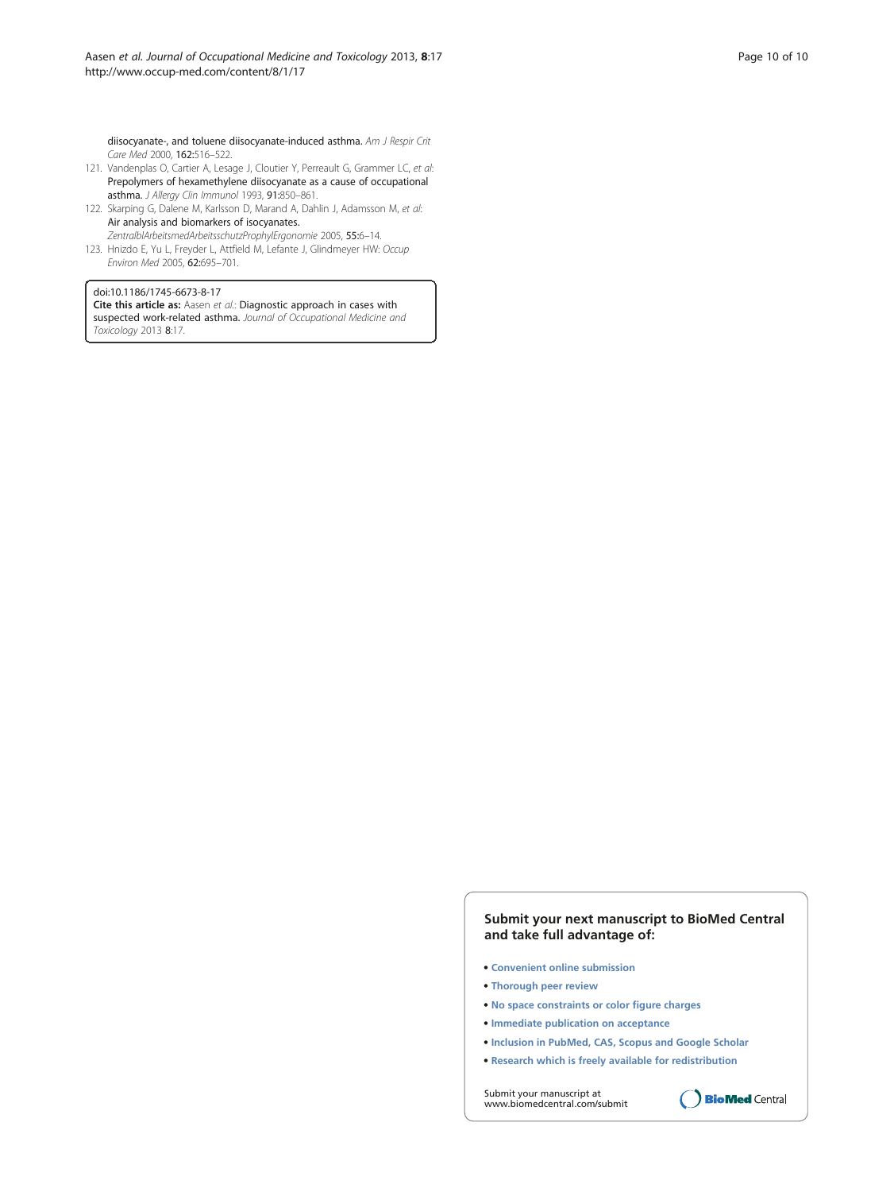diisocyanate-, and toluene diisocyanate-induced asthma. *Am J Respir Crit Care Med* 2000, **162**:516–522.

121. Vandenplas O, Cartier A, Lesage J, Cloutier Y, Perreault G, Grammer LC, *et al*: **Prepolymers of hexamethylene diisocyanate as a cause of occupational asthma.** *J Allergy Clin Immunol* 1993, **91**:850–861.
122. Skarping G, Dalene M, Karlsson D, Marand A, Dahlin J, Adamsson M, *et al*: **Air analysis and biomarkers of isocyanates.** *ZentralblArbeitsmedArbeitsschutzProphylErgonomie* 2005, **55**:6–14.
123. Hnizdo E, Yu L, Freyder L, Attfield M, Lefante J, Glindmeyer HW: *Occup Environ Med* 2005, **62**:695–701.

doi:10.1186/1745-6673-8-17
**Cite this article as:** Aasen *et al.*: Diagnostic approach in cases with suspected work-related asthma. *Journal of Occupational Medicine and Toxicology* 2013 **8**:17.

**Submit your next manuscript to BioMed Central and take full advantage of:**

- **Convenient online submission**
- **Thorough peer review**
- **No space constraints or color figure charges**
- **Immediate publication on acceptance**
- **Inclusion in PubMed, CAS, Scopus and Google Scholar**
- **Research which is freely available for redistribution**

Submit your manuscript at
www.biomedcentral.com/submit

BioMed Central